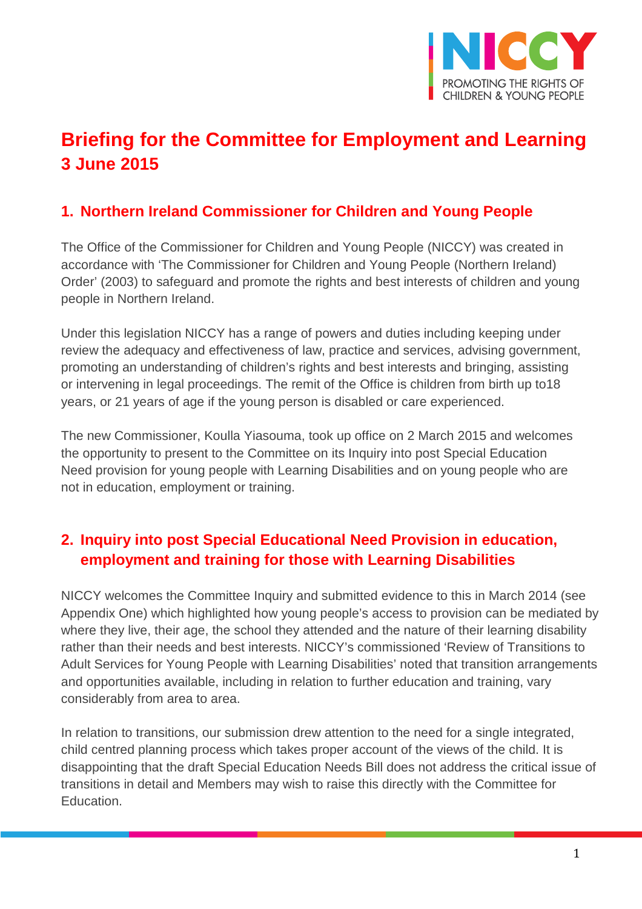NICCY

PROMOTING THE RIGHTS OF CHILDREN & YOUNG PEOPLE

# Briefing for the Committee for Employment and Learning
# 3 June 2015

## 1. Northern Ireland Commissioner for Children and Young People

The Office of the Commissioner for Children and Young People (NICCY) was created in accordance with 'The Commissioner for Children and Young People (Northern Ireland) Order' (2003) to safeguard and promote the rights and best interests of children and young people in Northern Ireland.

Under this legislation NICCY has a range of powers and duties including keeping under review the adequacy and effectiveness of law, practice and services, advising government, promoting an understanding of children's rights and best interests and bringing, assisting or intervening in legal proceedings. The remit of the Office is children from birth up to18 years, or 21 years of age if the young person is disabled or care experienced.

The new Commissioner, Koulla Yiasouma, took up office on 2 March 2015 and welcomes the opportunity to present to the Committee on its Inquiry into post Special Education Need provision for young people with Learning Disabilities and on young people who are not in education, employment or training.

## 2. Inquiry into post Special Educational Need Provision in education, employment and training for those with Learning Disabilities

NICCY welcomes the Committee Inquiry and submitted evidence to this in March 2014 (see Appendix One) which highlighted how young people's access to provision can be mediated by where they live, their age, the school they attended and the nature of their learning disability rather than their needs and best interests. NICCY's commissioned 'Review of Transitions to Adult Services for Young People with Learning Disabilities' noted that transition arrangements and opportunities available, including in relation to further education and training, vary considerably from area to area.

In relation to transitions, our submission drew attention to the need for a single integrated, child centred planning process which takes proper account of the views of the child. It is disappointing that the draft Special Education Needs Bill does not address the critical issue of transitions in detail and Members may wish to raise this directly with the Committee for Education.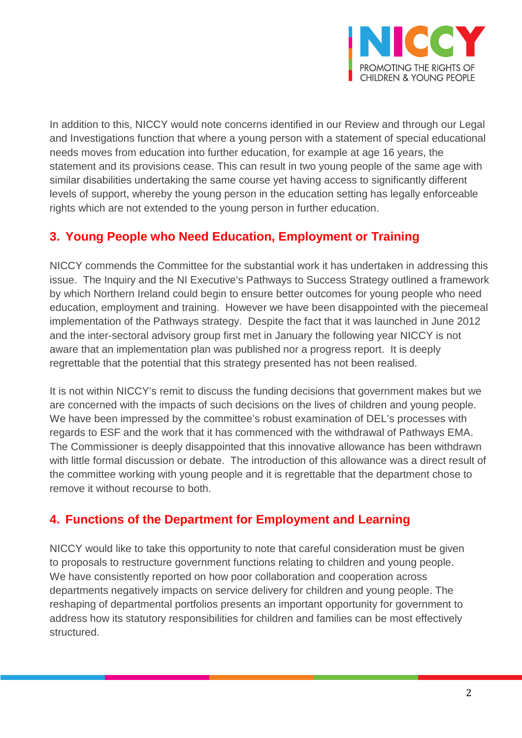In addition to this, NICCY would note concerns identified in our Review and through our Legal and Investigations function that where a young person with a statement of special educational needs moves from education into further education, for example at age 16 years, the statement and its provisions cease. This can result in two young people of the same age with similar disabilities undertaking the same course yet having access to significantly different levels of support, whereby the young person in the education setting has legally enforceable rights which are not extended to the young person in further education.

## 3. Young People who Need Education, Employment or Training

NICCY commends the Committee for the substantial work it has undertaken in addressing this issue. The Inquiry and the NI Executive's Pathways to Success Strategy outlined a framework by which Northern Ireland could begin to ensure better outcomes for young people who need education, employment and training. However we have been disappointed with the piecemeal implementation of the Pathways strategy. Despite the fact that it was launched in June 2012 and the inter-sectoral advisory group first met in January the following year NICCY is not aware that an implementation plan was published nor a progress report. It is deeply regrettable that the potential that this strategy presented has not been realised.

It is not within NICCY's remit to discuss the funding decisions that government makes but we are concerned with the impacts of such decisions on the lives of children and young people. We have been impressed by the committee's robust examination of DEL's processes with regards to ESF and the work that it has commenced with the withdrawal of Pathways EMA. The Commissioner is deeply disappointed that this innovative allowance has been withdrawn with little formal discussion or debate. The introduction of this allowance was a direct result of the committee working with young people and it is regrettable that the department chose to remove it without recourse to both.

## 4. Functions of the Department for Employment and Learning

NICCY would like to take this opportunity to note that careful consideration must be given to proposals to restructure government functions relating to children and young people. We have consistently reported on how poor collaboration and cooperation across departments negatively impacts on service delivery for children and young people. The reshaping of departmental portfolios presents an important opportunity for government to address how its statutory responsibilities for children and families can be most effectively structured.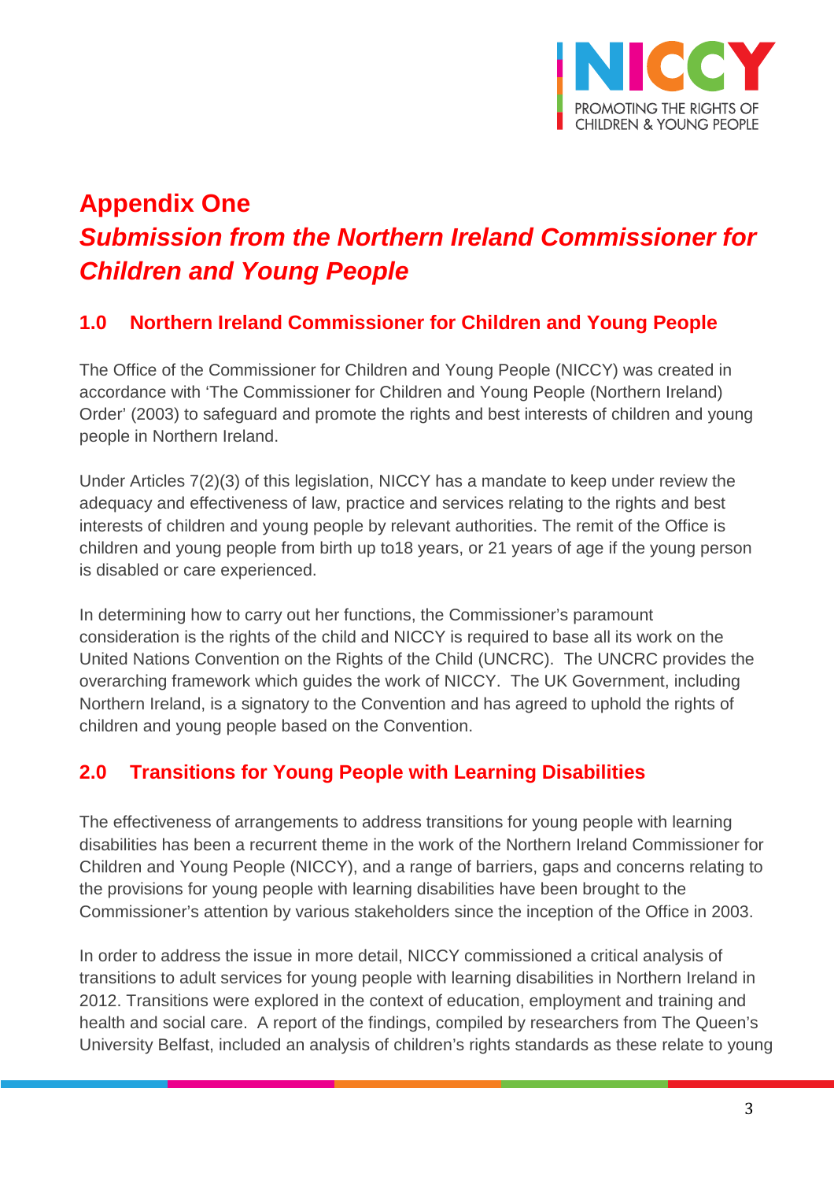# Appendix One

## *Submission from the Northern Ireland Commissioner for Children and Young People*

### 1.0 Northern Ireland Commissioner for Children and Young People

The Office of the Commissioner for Children and Young People (NICCY) was created in accordance with 'The Commissioner for Children and Young People (Northern Ireland) Order' (2003) to safeguard and promote the rights and best interests of children and young people in Northern Ireland.

Under Articles 7(2)(3) of this legislation, NICCY has a mandate to keep under review the adequacy and effectiveness of law, practice and services relating to the rights and best interests of children and young people by relevant authorities. The remit of the Office is children and young people from birth up to18 years, or 21 years of age if the young person is disabled or care experienced.

In determining how to carry out her functions, the Commissioner's paramount consideration is the rights of the child and NICCY is required to base all its work on the United Nations Convention on the Rights of the Child (UNCRC). The UNCRC provides the overarching framework which guides the work of NICCY. The UK Government, including Northern Ireland, is a signatory to the Convention and has agreed to uphold the rights of children and young people based on the Convention.

### 2.0 Transitions for Young People with Learning Disabilities

The effectiveness of arrangements to address transitions for young people with learning disabilities has been a recurrent theme in the work of the Northern Ireland Commissioner for Children and Young People (NICCY), and a range of barriers, gaps and concerns relating to the provisions for young people with learning disabilities have been brought to the Commissioner's attention by various stakeholders since the inception of the Office in 2003.

In order to address the issue in more detail, NICCY commissioned a critical analysis of transitions to adult services for young people with learning disabilities in Northern Ireland in 2012. Transitions were explored in the context of education, employment and training and health and social care. A report of the findings, compiled by researchers from The Queen's University Belfast, included an analysis of children's rights standards as these relate to young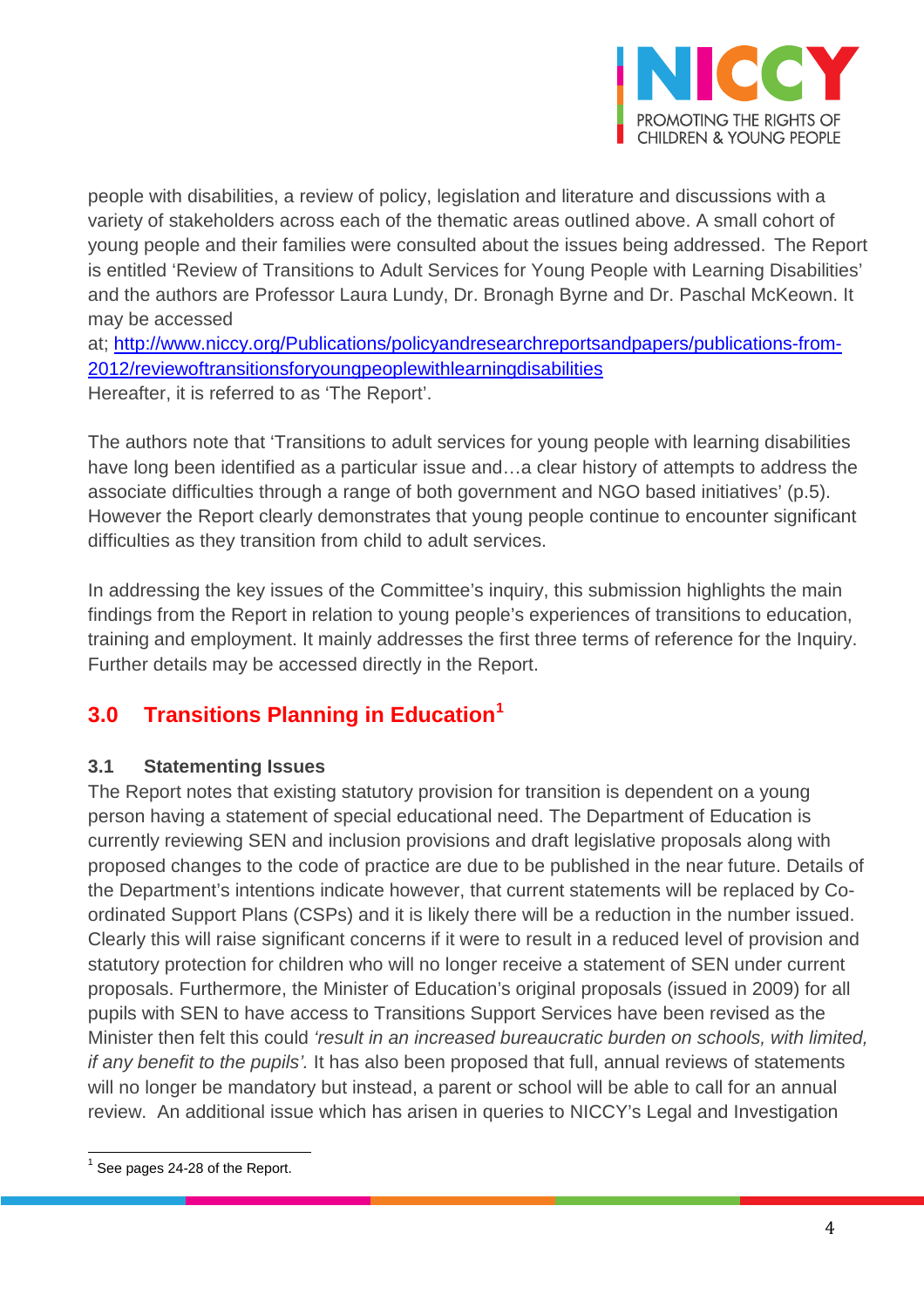people with disabilities, a review of policy, legislation and literature and discussions with a variety of stakeholders across each of the thematic areas outlined above. A small cohort of young people and their families were consulted about the issues being addressed. The Report is entitled 'Review of Transitions to Adult Services for Young People with Learning Disabilities' and the authors are Professor Laura Lundy, Dr. Bronagh Byrne and Dr. Paschal McKeown. It may be accessed at; [http://www.niccy.org/Publications/policyandresearchreportsandpapers/publications-from-2012/reviewoftransitionsforyoungpeoplewithlearningdisabilities](http://www.niccy.org/Publications/policyandresearchreportsandpapers/publications-from-2012/reviewoftransitionsforyoungpeoplewithlearningdisabilities)
Hereafter, it is referred to as 'The Report'.

The authors note that 'Transitions to adult services for young people with learning disabilities have long been identified as a particular issue and…a clear history of attempts to address the associate difficulties through a range of both government and NGO based initiatives' (p.5). However the Report clearly demonstrates that young people continue to encounter significant difficulties as they transition from child to adult services.

In addressing the key issues of the Committee's inquiry, this submission highlights the main findings from the Report in relation to young people's experiences of transitions to education, training and employment. It mainly addresses the first three terms of reference for the Inquiry. Further details may be accessed directly in the Report.

## 3.0 Transitions Planning in Education[1]

### 3.1 Statementing Issues

The Report notes that existing statutory provision for transition is dependent on a young person having a statement of special educational need. The Department of Education is currently reviewing SEN and inclusion provisions and draft legislative proposals along with proposed changes to the code of practice are due to be published in the near future. Details of the Department's intentions indicate however, that current statements will be replaced by Co-ordinated Support Plans (CSPs) and it is likely there will be a reduction in the number issued. Clearly this will raise significant concerns if it were to result in a reduced level of provision and statutory protection for children who will no longer receive a statement of SEN under current proposals. Furthermore, the Minister of Education's original proposals (issued in 2009) for all pupils with SEN to have access to Transitions Support Services have been revised as the Minister then felt this could *'result in an increased bureaucratic burden on schools, with limited, if any benefit to the pupils'.* It has also been proposed that full, annual reviews of statements will no longer be mandatory but instead, a parent or school will be able to call for an annual review. An additional issue which has arisen in queries to NICCY's Legal and Investigation

---

[1] See pages 24-28 of the Report.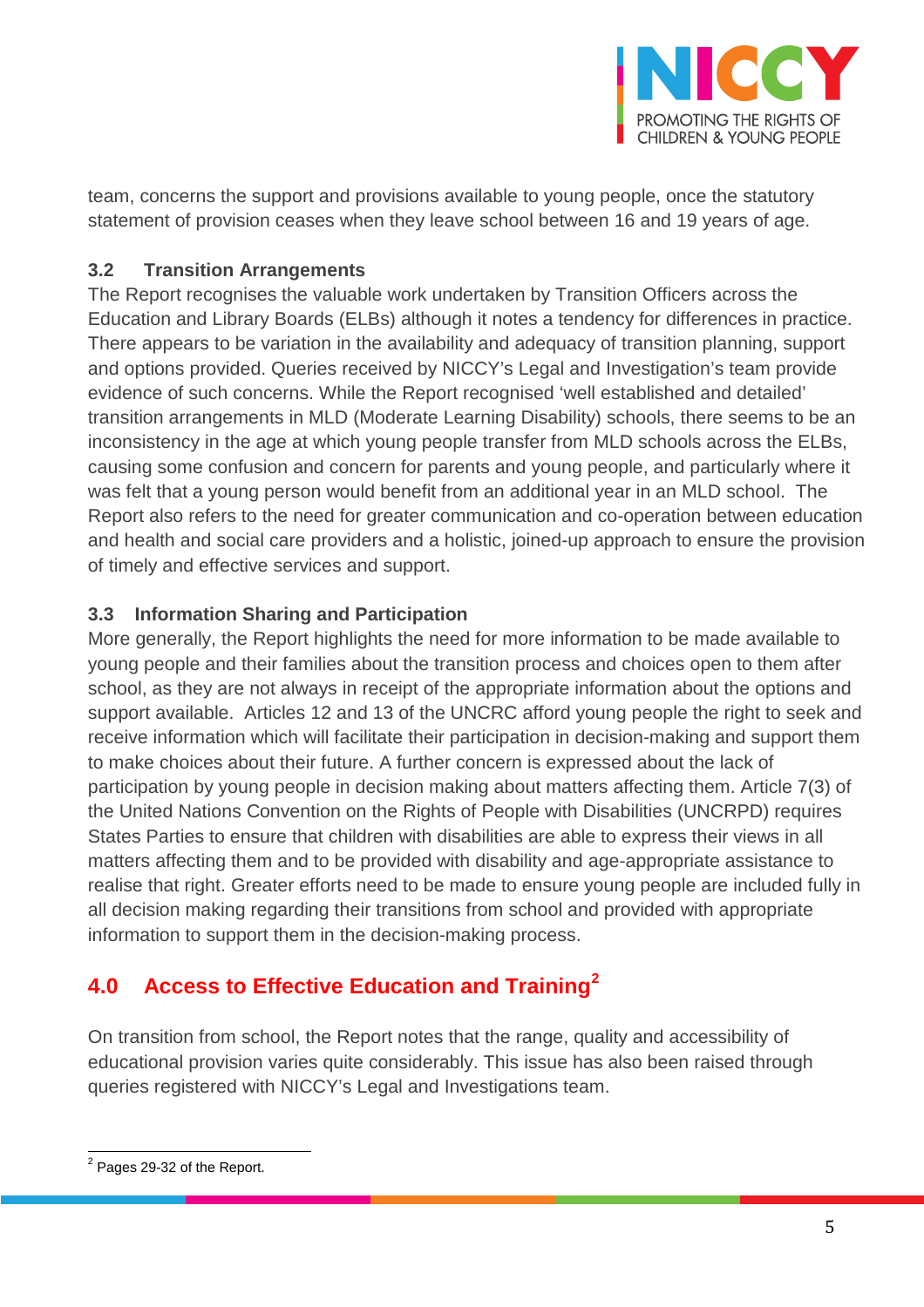team, concerns the support and provisions available to young people, once the statutory statement of provision ceases when they leave school between 16 and 19 years of age.

### 3.2 Transition Arrangements

The Report recognises the valuable work undertaken by Transition Officers across the Education and Library Boards (ELBs) although it notes a tendency for differences in practice. There appears to be variation in the availability and adequacy of transition planning, support and options provided. Queries received by NICCY's Legal and Investigation's team provide evidence of such concerns. While the Report recognised 'well established and detailed' transition arrangements in MLD (Moderate Learning Disability) schools, there seems to be an inconsistency in the age at which young people transfer from MLD schools across the ELBs, causing some confusion and concern for parents and young people, and particularly where it was felt that a young person would benefit from an additional year in an MLD school. The Report also refers to the need for greater communication and co-operation between education and health and social care providers and a holistic, joined-up approach to ensure the provision of timely and effective services and support.

### 3.3 Information Sharing and Participation

More generally, the Report highlights the need for more information to be made available to young people and their families about the transition process and choices open to them after school, as they are not always in receipt of the appropriate information about the options and support available. Articles 12 and 13 of the UNCRC afford young people the right to seek and receive information which will facilitate their participation in decision-making and support them to make choices about their future. A further concern is expressed about the lack of participation by young people in decision making about matters affecting them. Article 7(3) of the United Nations Convention on the Rights of People with Disabilities (UNCRPD) requires States Parties to ensure that children with disabilities are able to express their views in all matters affecting them and to be provided with disability and age-appropriate assistance to realise that right. Greater efforts need to be made to ensure young people are included fully in all decision making regarding their transitions from school and provided with appropriate information to support them in the decision-making process.

## 4.0 Access to Effective Education and Training[2]

On transition from school, the Report notes that the range, quality and accessibility of educational provision varies quite considerably. This issue has also been raised through queries registered with NICCY's Legal and Investigations team.

---

[2] Pages 29-32 of the Report.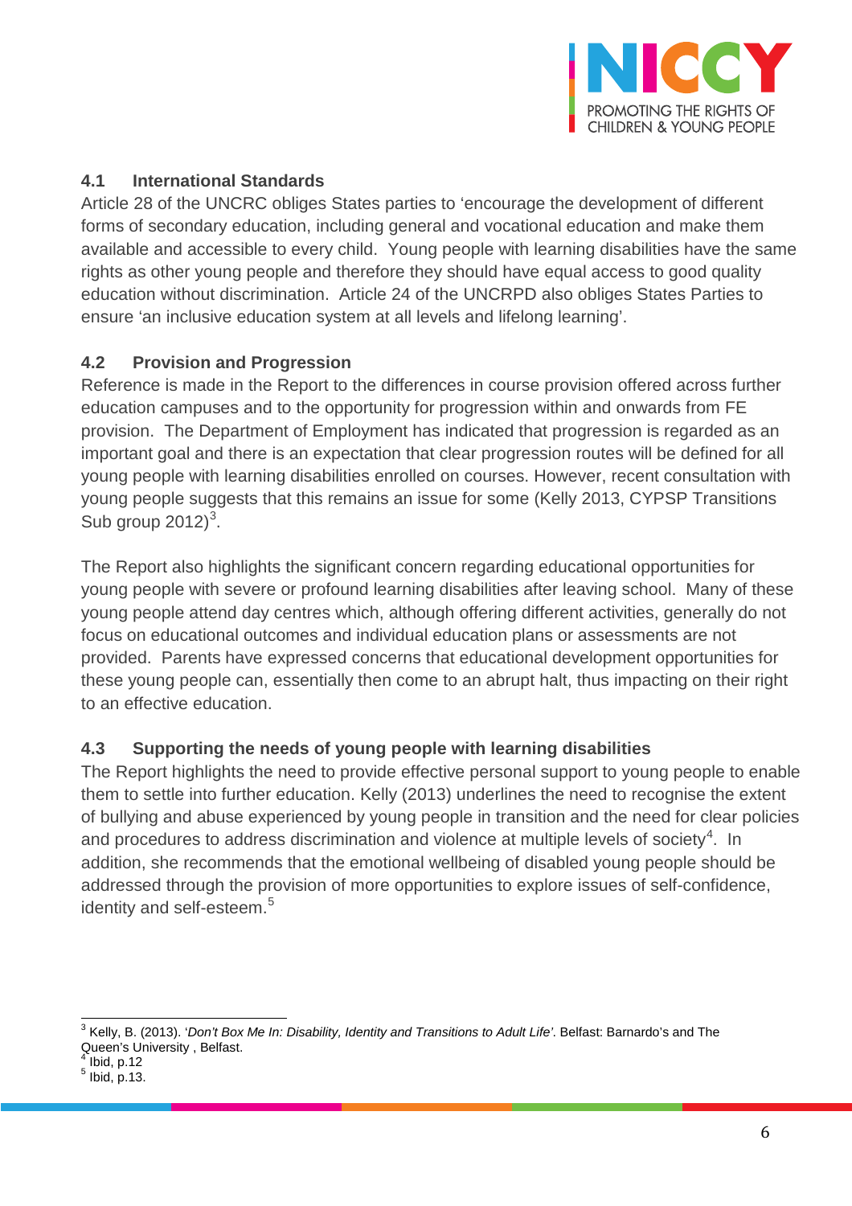### 4.1 International Standards

Article 28 of the UNCRC obliges States parties to 'encourage the development of different forms of secondary education, including general and vocational education and make them available and accessible to every child. Young people with learning disabilities have the same rights as other young people and therefore they should have equal access to good quality education without discrimination. Article 24 of the UNCRPD also obliges States Parties to ensure 'an inclusive education system at all levels and lifelong learning'.

### 4.2 Provision and Progression

Reference is made in the Report to the differences in course provision offered across further education campuses and to the opportunity for progression within and onwards from FE provision. The Department of Employment has indicated that progression is regarded as an important goal and there is an expectation that clear progression routes will be defined for all young people with learning disabilities enrolled on courses. However, recent consultation with young people suggests that this remains an issue for some (Kelly 2013, CYPSP Transitions Sub group 2012)[3].

The Report also highlights the significant concern regarding educational opportunities for young people with severe or profound learning disabilities after leaving school. Many of these young people attend day centres which, although offering different activities, generally do not focus on educational outcomes and individual education plans or assessments are not provided. Parents have expressed concerns that educational development opportunities for these young people can, essentially then come to an abrupt halt, thus impacting on their right to an effective education.

### 4.3 Supporting the needs of young people with learning disabilities

The Report highlights the need to provide effective personal support to young people to enable them to settle into further education. Kelly (2013) underlines the need to recognise the extent of bullying and abuse experienced by young people in transition and the need for clear policies and procedures to address discrimination and violence at multiple levels of society[4]. In addition, she recommends that the emotional wellbeing of disabled young people should be addressed through the provision of more opportunities to explore issues of self-confidence, identity and self-esteem.[5]

---

[3] Kelly, B. (2013). '*Don't Box Me In: Disability, Identity and Transitions to Adult Life'*. Belfast: Barnardo's and The Queen's University , Belfast.
[4] Ibid, p.12
[5] Ibid, p.13.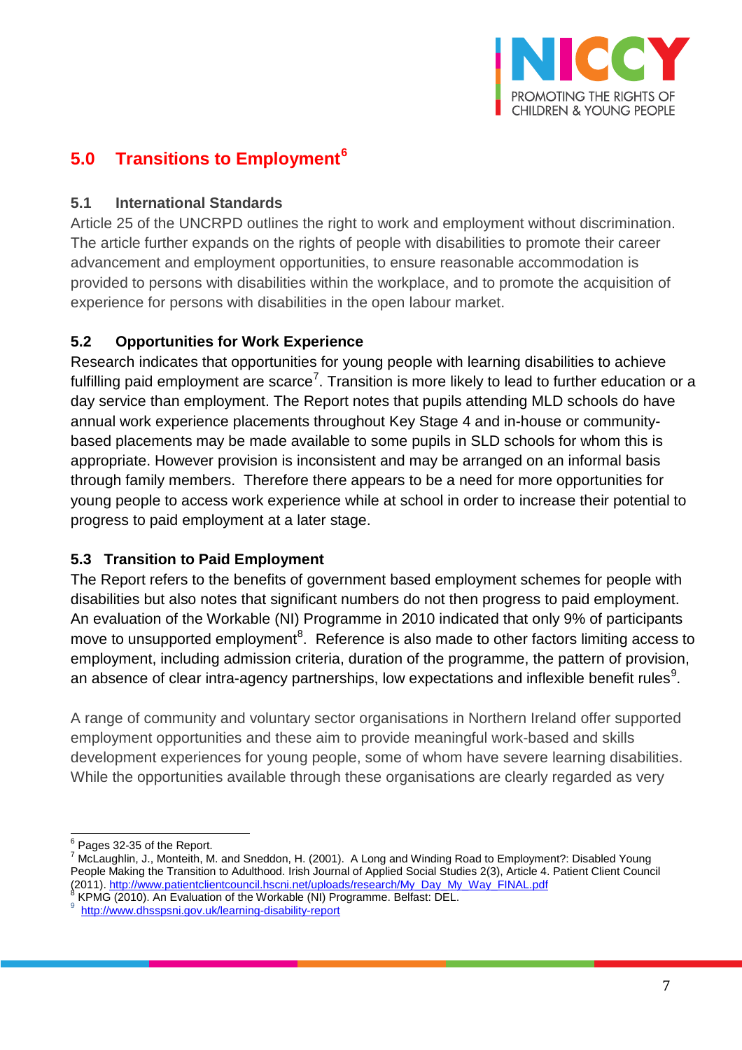## 5.0 Transitions to Employment[6]

### 5.1 International Standards

Article 25 of the UNCRPD outlines the right to work and employment without discrimination. The article further expands on the rights of people with disabilities to promote their career advancement and employment opportunities, to ensure reasonable accommodation is provided to persons with disabilities within the workplace, and to promote the acquisition of experience for persons with disabilities in the open labour market.

### 5.2 Opportunities for Work Experience

Research indicates that opportunities for young people with learning disabilities to achieve fulfilling paid employment are scarce[7]. Transition is more likely to lead to further education or a day service than employment. The Report notes that pupils attending MLD schools do have annual work experience placements throughout Key Stage 4 and in-house or community-based placements may be made available to some pupils in SLD schools for whom this is appropriate. However provision is inconsistent and may be arranged on an informal basis through family members. Therefore there appears to be a need for more opportunities for young people to access work experience while at school in order to increase their potential to progress to paid employment at a later stage.

### 5.3 Transition to Paid Employment

The Report refers to the benefits of government based employment schemes for people with disabilities but also notes that significant numbers do not then progress to paid employment. An evaluation of the Workable (NI) Programme in 2010 indicated that only 9% of participants move to unsupported employment[8]. Reference is also made to other factors limiting access to employment, including admission criteria, duration of the programme, the pattern of provision, an absence of clear intra-agency partnerships, low expectations and inflexible benefit rules[9].

A range of community and voluntary sector organisations in Northern Ireland offer supported employment opportunities and these aim to provide meaningful work-based and skills development experiences for young people, some of whom have severe learning disabilities. While the opportunities available through these organisations are clearly regarded as very

---

[6] Pages 32-35 of the Report.

[7] McLaughlin, J., Monteith, M. and Sneddon, H. (2001). A Long and Winding Road to Employment?: Disabled Young People Making the Transition to Adulthood. Irish Journal of Applied Social Studies 2(3), Article 4. Patient Client Council (2011). http://www.patientclientcouncil.hscni.net/uploads/research/My_Day_My_Way_FINAL.pdf

[8] KPMG (2010). An Evaluation of the Workable (NI) Programme. Belfast: DEL.

[9] http://www.dhsspsni.gov.uk/learning-disability-report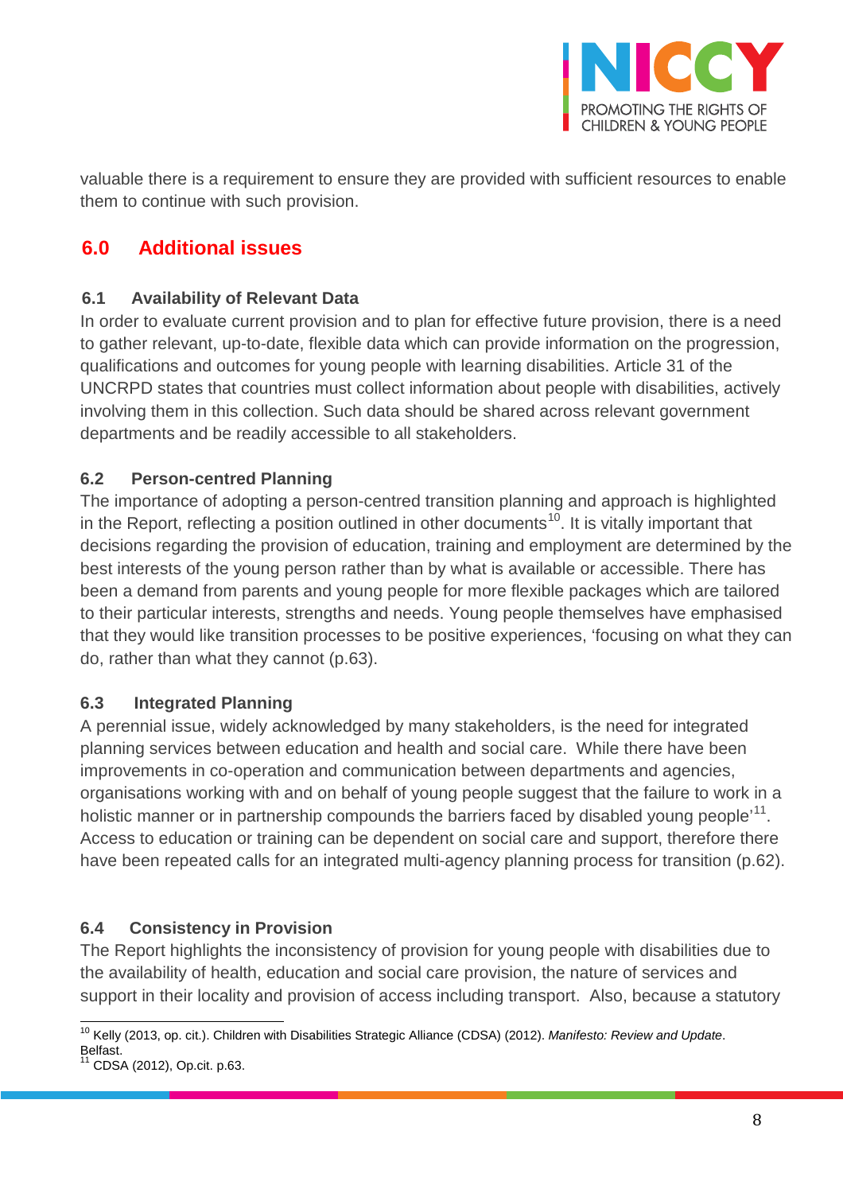valuable there is a requirement to ensure they are provided with sufficient resources to enable them to continue with such provision.

## 6.0 Additional issues

### 6.1 Availability of Relevant Data

In order to evaluate current provision and to plan for effective future provision, there is a need to gather relevant, up-to-date, flexible data which can provide information on the progression, qualifications and outcomes for young people with learning disabilities. Article 31 of the UNCRPD states that countries must collect information about people with disabilities, actively involving them in this collection. Such data should be shared across relevant government departments and be readily accessible to all stakeholders.

### 6.2 Person-centred Planning

The importance of adopting a person-centred transition planning and approach is highlighted in the Report, reflecting a position outlined in other documents[10]. It is vitally important that decisions regarding the provision of education, training and employment are determined by the best interests of the young person rather than by what is available or accessible. There has been a demand from parents and young people for more flexible packages which are tailored to their particular interests, strengths and needs. Young people themselves have emphasised that they would like transition processes to be positive experiences, 'focusing on what they can do, rather than what they cannot (p.63).

### 6.3 Integrated Planning

A perennial issue, widely acknowledged by many stakeholders, is the need for integrated planning services between education and health and social care. While there have been improvements in co-operation and communication between departments and agencies, organisations working with and on behalf of young people suggest that the failure to work in a holistic manner or in partnership compounds the barriers faced by disabled young people'[11]. Access to education or training can be dependent on social care and support, therefore there have been repeated calls for an integrated multi-agency planning process for transition (p.62).

### 6.4 Consistency in Provision

The Report highlights the inconsistency of provision for young people with disabilities due to the availability of health, education and social care provision, the nature of services and support in their locality and provision of access including transport. Also, because a statutory

---

[10] Kelly (2013, op. cit.). Children with Disabilities Strategic Alliance (CDSA) (2012). *Manifesto: Review and Update*. Belfast.

[11] CDSA (2012), Op.cit. p.63.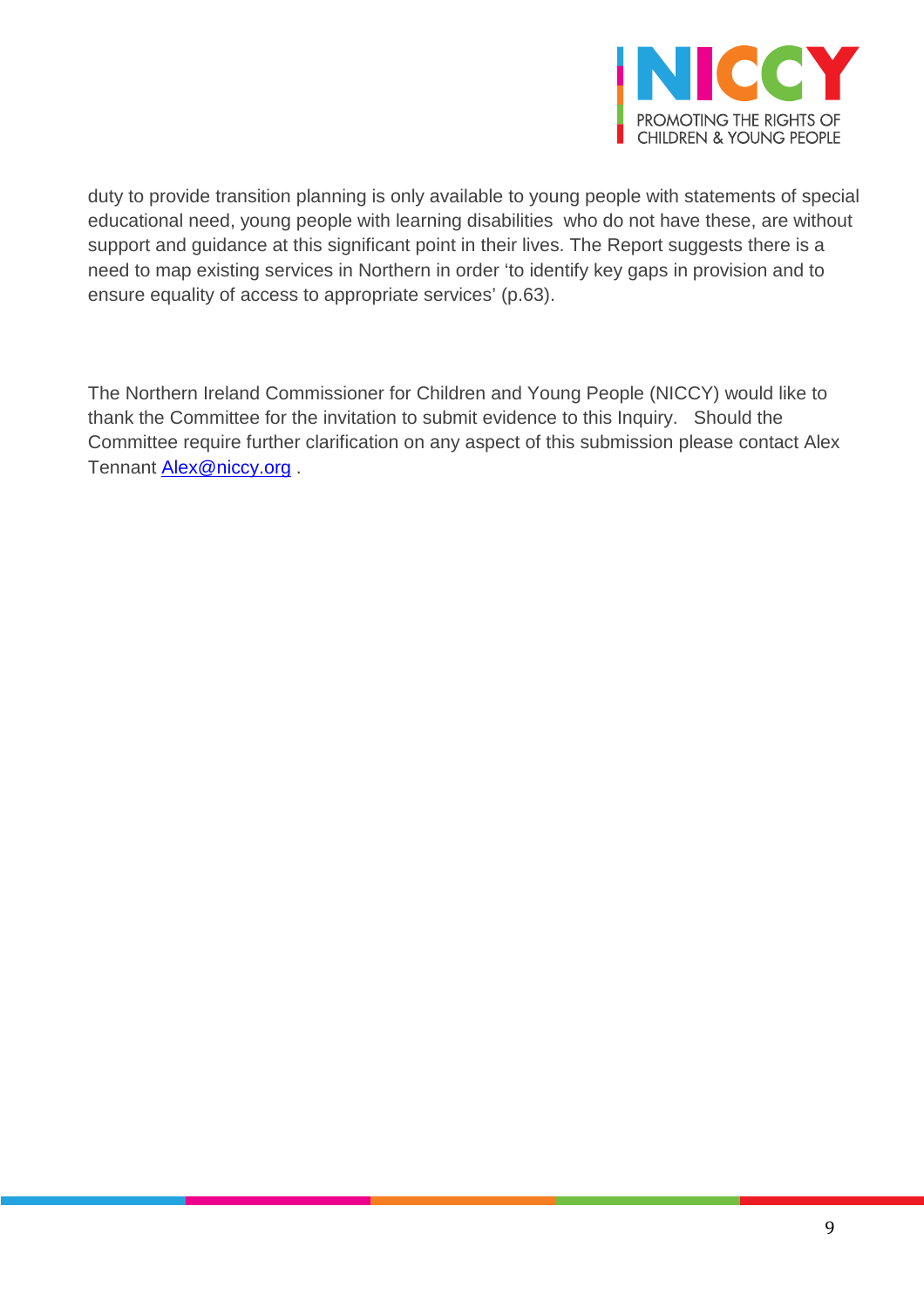duty to provide transition planning is only available to young people with statements of special educational need, young people with learning disabilities who do not have these, are without support and guidance at this significant point in their lives. The Report suggests there is a need to map existing services in Northern in order 'to identify key gaps in provision and to ensure equality of access to appropriate services' (p.63).

The Northern Ireland Commissioner for Children and Young People (NICCY) would like to thank the Committee for the invitation to submit evidence to this Inquiry. Should the Committee require further clarification on any aspect of this submission please contact Alex Tennant [Alex@niccy.org](mailto:Alex@niccy.org) .